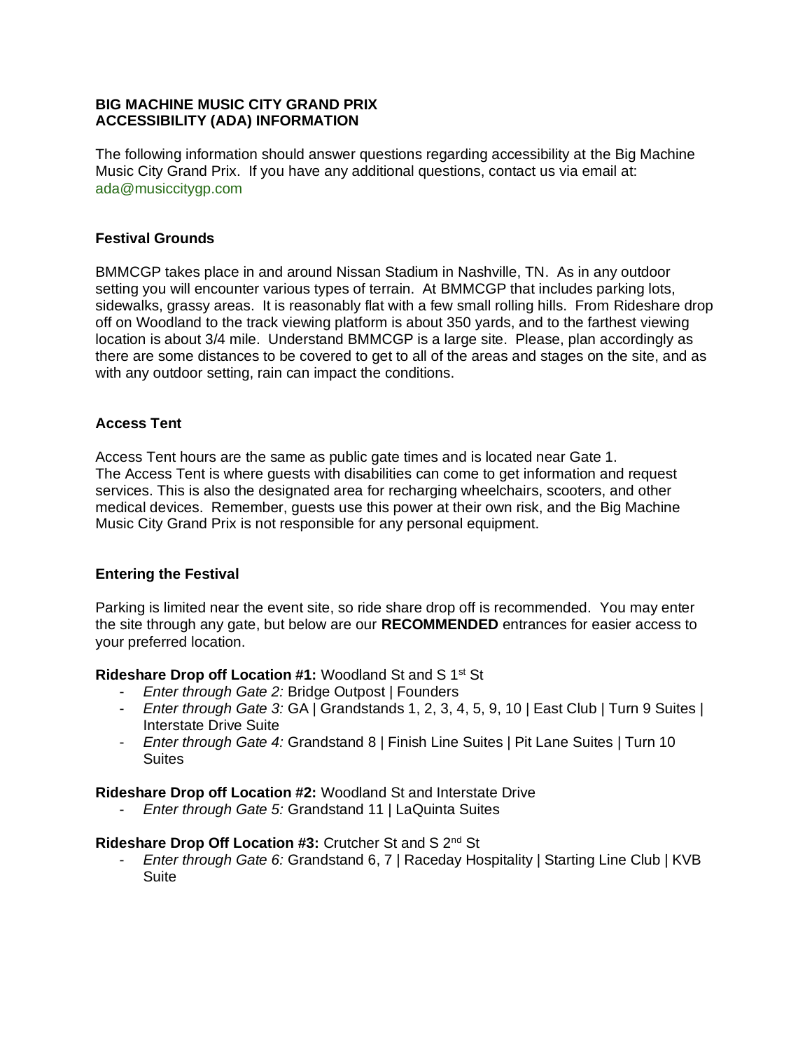# BIG MACHINE MUSIC CITY GRAND PRIX
# ACCESSIBILITY (ADA) INFORMATION

The following information should answer questions regarding accessibility at the Big Machine Music City Grand Prix. If you have any additional questions, contact us via email at: ada@musiccitygp.com

## Festival Grounds

BMMCGP takes place in and around Nissan Stadium in Nashville, TN. As in any outdoor setting you will encounter various types of terrain. At BMMCGP that includes parking lots, sidewalks, grassy areas. It is reasonably flat with a few small rolling hills. From Rideshare drop off on Woodland to the track viewing platform is about 350 yards, and to the farthest viewing location is about 3/4 mile. Understand BMMCGP is a large site. Please, plan accordingly as there are some distances to be covered to get to all of the areas and stages on the site, and as with any outdoor setting, rain can impact the conditions.

## Access Tent

Access Tent hours are the same as public gate times and is located near Gate 1. The Access Tent is where guests with disabilities can come to get information and request services. This is also the designated area for recharging wheelchairs, scooters, and other medical devices. Remember, guests use this power at their own risk, and the Big Machine Music City Grand Prix is not responsible for any personal equipment.

## Entering the Festival

Parking is limited near the event site, so ride share drop off is recommended. You may enter the site through any gate, but below are our **RECOMMENDED** entrances for easier access to your preferred location.

**Rideshare Drop off Location #1:** Woodland St and S 1st St

- *Enter through Gate 2:* Bridge Outpost | Founders
- *Enter through Gate 3:* GA | Grandstands 1, 2, 3, 4, 5, 9, 10 | East Club | Turn 9 Suites | Interstate Drive Suite
- *Enter through Gate 4:* Grandstand 8 | Finish Line Suites | Pit Lane Suites | Turn 10 Suites

**Rideshare Drop off Location #2:** Woodland St and Interstate Drive

- *Enter through Gate 5:* Grandstand 11 | LaQuinta Suites

**Rideshare Drop Off Location #3:** Crutcher St and S 2nd St

- *Enter through Gate 6:* Grandstand 6, 7 | Raceday Hospitality | Starting Line Club | KVB Suite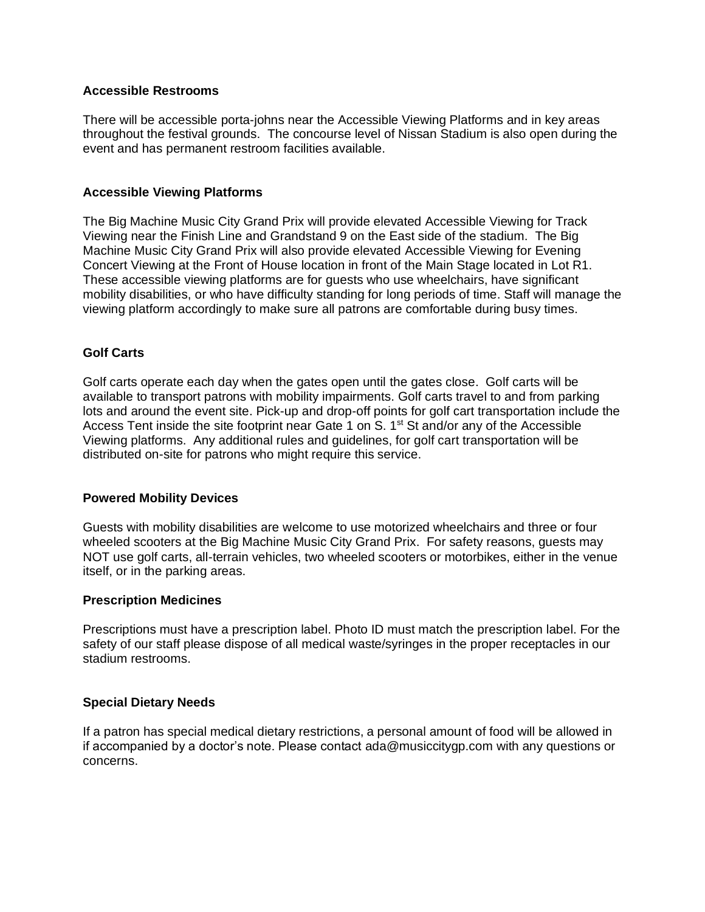**Accessible Restrooms**

There will be accessible porta-johns near the Accessible Viewing Platforms and in key areas throughout the festival grounds. The concourse level of Nissan Stadium is also open during the event and has permanent restroom facilities available.

**Accessible Viewing Platforms**

The Big Machine Music City Grand Prix will provide elevated Accessible Viewing for Track Viewing near the Finish Line and Grandstand 9 on the East side of the stadium. The Big Machine Music City Grand Prix will also provide elevated Accessible Viewing for Evening Concert Viewing at the Front of House location in front of the Main Stage located in Lot R1. These accessible viewing platforms are for guests who use wheelchairs, have significant mobility disabilities, or who have difficulty standing for long periods of time. Staff will manage the viewing platform accordingly to make sure all patrons are comfortable during busy times.

**Golf Carts**

Golf carts operate each day when the gates open until the gates close. Golf carts will be available to transport patrons with mobility impairments. Golf carts travel to and from parking lots and around the event site. Pick-up and drop-off points for golf cart transportation include the Access Tent inside the site footprint near Gate 1 on S. 1st St and/or any of the Accessible Viewing platforms. Any additional rules and guidelines, for golf cart transportation will be distributed on-site for patrons who might require this service.

**Powered Mobility Devices**

Guests with mobility disabilities are welcome to use motorized wheelchairs and three or four wheeled scooters at the Big Machine Music City Grand Prix. For safety reasons, guests may NOT use golf carts, all-terrain vehicles, two wheeled scooters or motorbikes, either in the venue itself, or in the parking areas.

**Prescription Medicines**

Prescriptions must have a prescription label. Photo ID must match the prescription label. For the safety of our staff please dispose of all medical waste/syringes in the proper receptacles in our stadium restrooms.

**Special Dietary Needs**

If a patron has special medical dietary restrictions, a personal amount of food will be allowed in if accompanied by a doctor's note. Please contact ada@musiccitygp.com with any questions or concerns.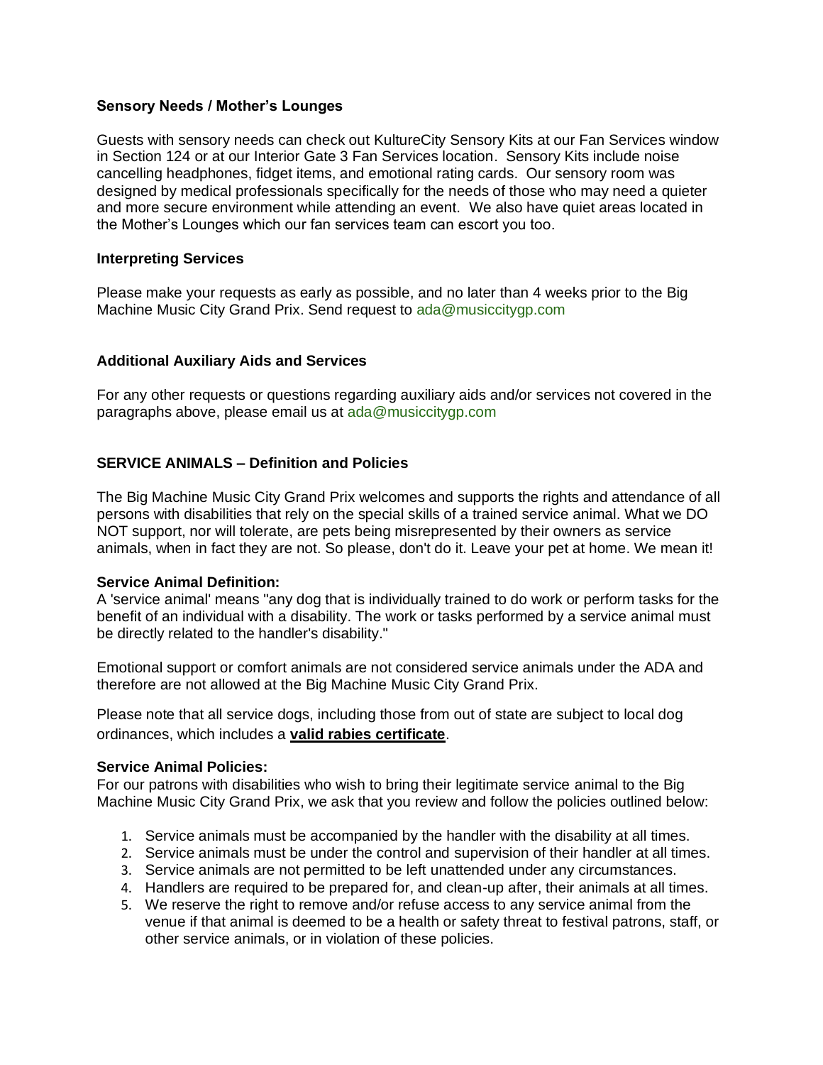**Sensory Needs / Mother's Lounges**

Guests with sensory needs can check out KultureCity Sensory Kits at our Fan Services window in Section 124 or at our Interior Gate 3 Fan Services location. Sensory Kits include noise cancelling headphones, fidget items, and emotional rating cards. Our sensory room was designed by medical professionals specifically for the needs of those who may need a quieter and more secure environment while attending an event. We also have quiet areas located in the Mother's Lounges which our fan services team can escort you too.

**Interpreting Services**

Please make your requests as early as possible, and no later than 4 weeks prior to the Big Machine Music City Grand Prix. Send request to ada@musiccitygp.com

**Additional Auxiliary Aids and Services**

For any other requests or questions regarding auxiliary aids and/or services not covered in the paragraphs above, please email us at ada@musiccitygp.com

**SERVICE ANIMALS – Definition and Policies**

The Big Machine Music City Grand Prix welcomes and supports the rights and attendance of all persons with disabilities that rely on the special skills of a trained service animal. What we DO NOT support, nor will tolerate, are pets being misrepresented by their owners as service animals, when in fact they are not. So please, don't do it. Leave your pet at home. We mean it!

**Service Animal Definition:**
A 'service animal' means "any dog that is individually trained to do work or perform tasks for the benefit of an individual with a disability. The work or tasks performed by a service animal must be directly related to the handler's disability."

Emotional support or comfort animals are not considered service animals under the ADA and therefore are not allowed at the Big Machine Music City Grand Prix.

Please note that all service dogs, including those from out of state are subject to local dog ordinances, which includes a **valid rabies certificate**.

**Service Animal Policies:**
For our patrons with disabilities who wish to bring their legitimate service animal to the Big Machine Music City Grand Prix, we ask that you review and follow the policies outlined below:

1. Service animals must be accompanied by the handler with the disability at all times.
2. Service animals must be under the control and supervision of their handler at all times.
3. Service animals are not permitted to be left unattended under any circumstances.
4. Handlers are required to be prepared for, and clean-up after, their animals at all times.
5. We reserve the right to remove and/or refuse access to any service animal from the venue if that animal is deemed to be a health or safety threat to festival patrons, staff, or other service animals, or in violation of these policies.